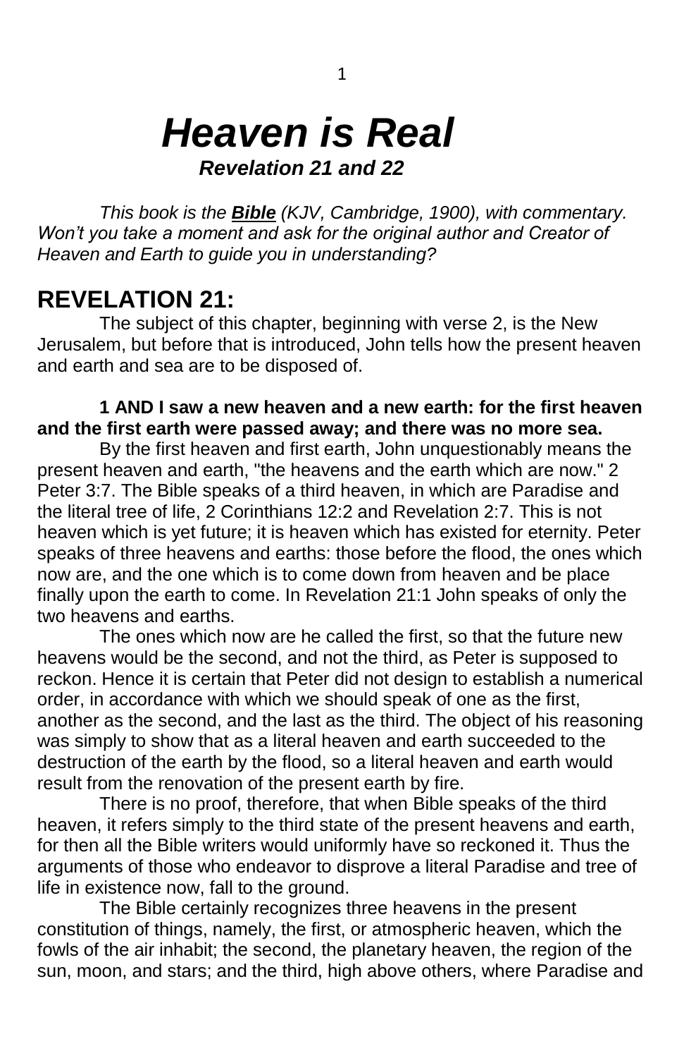# *Heaven is Real*

### *Revelation 21 and 22*

*This book is the **Bible** (KJV, Cambridge, 1900), with commentary. Won't you take a moment and ask for the original author and Creator of Heaven and Earth to guide you in understanding?*

## REVELATION 21:

The subject of this chapter, beginning with verse 2, is the New Jerusalem, but before that is introduced, John tells how the present heaven and earth and sea are to be disposed of.

**1 AND I saw a new heaven and a new earth: for the first heaven and the first earth were passed away; and there was no more sea.**

By the first heaven and first earth, John unquestionably means the present heaven and earth, "the heavens and the earth which are now." 2 Peter 3:7. The Bible speaks of a third heaven, in which are Paradise and the literal tree of life, 2 Corinthians 12:2 and Revelation 2:7. This is not heaven which is yet future; it is heaven which has existed for eternity. Peter speaks of three heavens and earths: those before the flood, the ones which now are, and the one which is to come down from heaven and be place finally upon the earth to come. In Revelation 21:1 John speaks of only the two heavens and earths.

The ones which now are he called the first, so that the future new heavens would be the second, and not the third, as Peter is supposed to reckon. Hence it is certain that Peter did not design to establish a numerical order, in accordance with which we should speak of one as the first, another as the second, and the last as the third. The object of his reasoning was simply to show that as a literal heaven and earth succeeded to the destruction of the earth by the flood, so a literal heaven and earth would result from the renovation of the present earth by fire.

There is no proof, therefore, that when Bible speaks of the third heaven, it refers simply to the third state of the present heavens and earth, for then all the Bible writers would uniformly have so reckoned it. Thus the arguments of those who endeavor to disprove a literal Paradise and tree of life in existence now, fall to the ground.

The Bible certainly recognizes three heavens in the present constitution of things, namely, the first, or atmospheric heaven, which the fowls of the air inhabit; the second, the planetary heaven, the region of the sun, moon, and stars; and the third, high above others, where Paradise and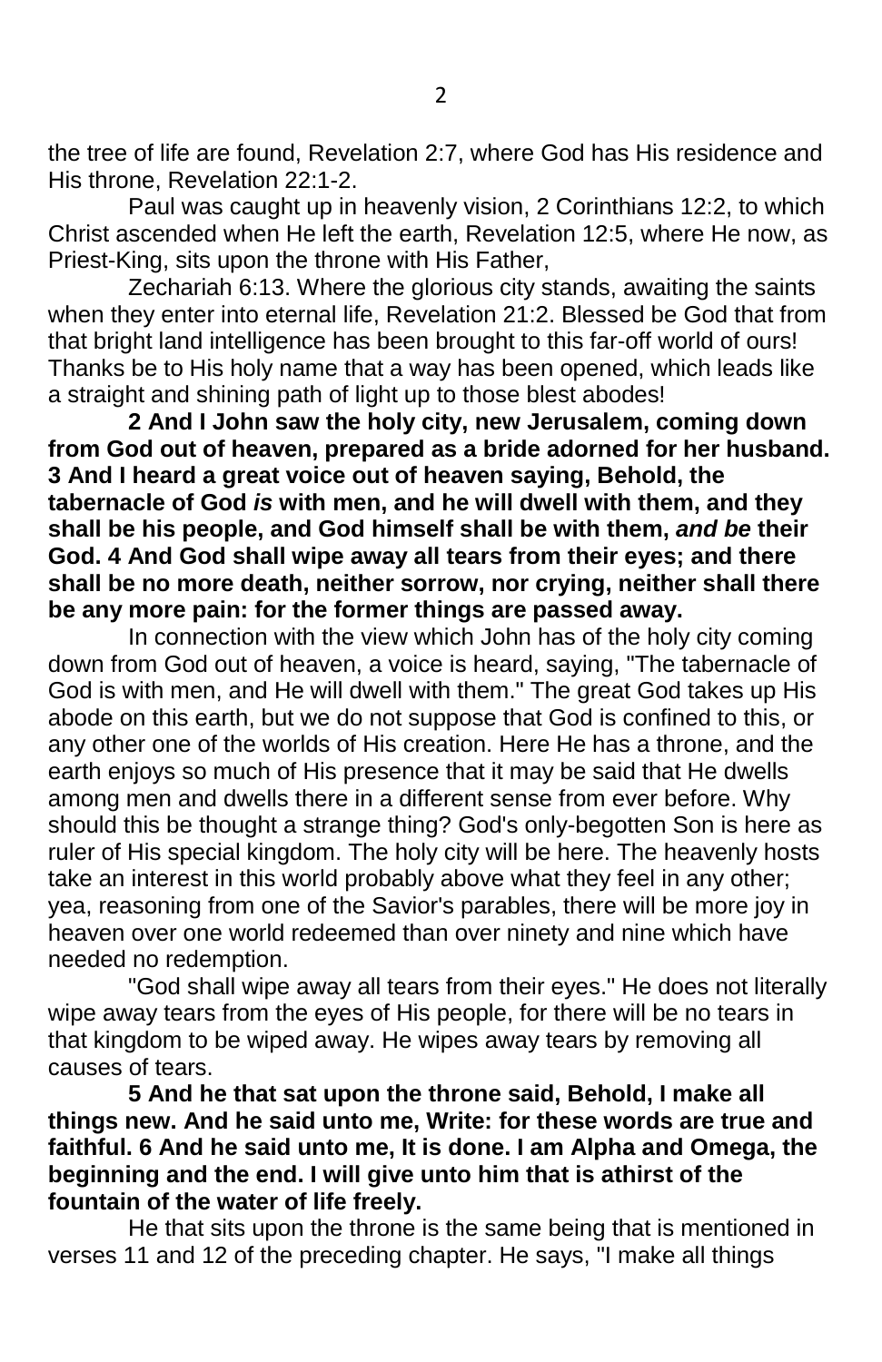the tree of life are found, Revelation 2:7, where God has His residence and His throne, Revelation 22:1-2.

Paul was caught up in heavenly vision, 2 Corinthians 12:2, to which Christ ascended when He left the earth, Revelation 12:5, where He now, as Priest-King, sits upon the throne with His Father,

Zechariah 6:13. Where the glorious city stands, awaiting the saints when they enter into eternal life, Revelation 21:2. Blessed be God that from that bright land intelligence has been brought to this far-off world of ours! Thanks be to His holy name that a way has been opened, which leads like a straight and shining path of light up to those blest abodes!

**2 And I John saw the holy city, new Jerusalem, coming down from God out of heaven, prepared as a bride adorned for her husband. 3 And I heard a great voice out of heaven saying, Behold, the tabernacle of God *is* with men, and he will dwell with them, and they shall be his people, and God himself shall be with them, *and be* their God. 4 And God shall wipe away all tears from their eyes; and there shall be no more death, neither sorrow, nor crying, neither shall there be any more pain: for the former things are passed away.**

In connection with the view which John has of the holy city coming down from God out of heaven, a voice is heard, saying, "The tabernacle of God is with men, and He will dwell with them." The great God takes up His abode on this earth, but we do not suppose that God is confined to this, or any other one of the worlds of His creation. Here He has a throne, and the earth enjoys so much of His presence that it may be said that He dwells among men and dwells there in a different sense from ever before. Why should this be thought a strange thing? God's only-begotten Son is here as ruler of His special kingdom. The holy city will be here. The heavenly hosts take an interest in this world probably above what they feel in any other; yea, reasoning from one of the Savior's parables, there will be more joy in heaven over one world redeemed than over ninety and nine which have needed no redemption.

"God shall wipe away all tears from their eyes." He does not literally wipe away tears from the eyes of His people, for there will be no tears in that kingdom to be wiped away. He wipes away tears by removing all causes of tears.

**5 And he that sat upon the throne said, Behold, I make all things new. And he said unto me, Write: for these words are true and faithful. 6 And he said unto me, It is done. I am Alpha and Omega, the beginning and the end. I will give unto him that is athirst of the fountain of the water of life freely.**

He that sits upon the throne is the same being that is mentioned in verses 11 and 12 of the preceding chapter. He says, "I make all things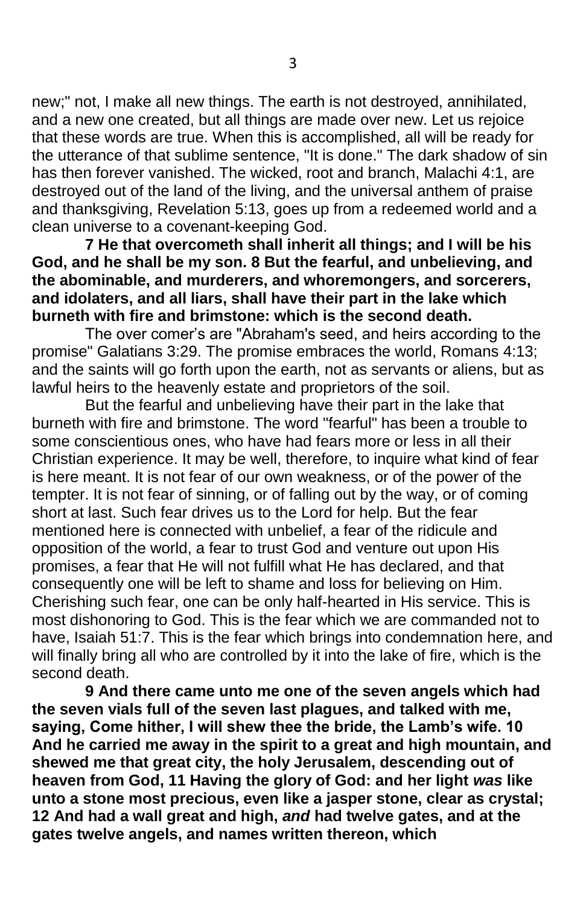new;" not, I make all new things. The earth is not destroyed, annihilated, and a new one created, but all things are made over new. Let us rejoice that these words are true. When this is accomplished, all will be ready for the utterance of that sublime sentence, "It is done." The dark shadow of sin has then forever vanished. The wicked, root and branch, Malachi 4:1, are destroyed out of the land of the living, and the universal anthem of praise and thanksgiving, Revelation 5:13, goes up from a redeemed world and a clean universe to a covenant-keeping God.

**7 He that overcometh shall inherit all things; and I will be his God, and he shall be my son. 8 But the fearful, and unbelieving, and the abominable, and murderers, and whoremongers, and sorcerers, and idolaters, and all liars, shall have their part in the lake which burneth with fire and brimstone: which is the second death.**

The over comer's are "Abraham's seed, and heirs according to the promise" Galatians 3:29. The promise embraces the world, Romans 4:13; and the saints will go forth upon the earth, not as servants or aliens, but as lawful heirs to the heavenly estate and proprietors of the soil.

But the fearful and unbelieving have their part in the lake that burneth with fire and brimstone. The word "fearful" has been a trouble to some conscientious ones, who have had fears more or less in all their Christian experience. It may be well, therefore, to inquire what kind of fear is here meant. It is not fear of our own weakness, or of the power of the tempter. It is not fear of sinning, or of falling out by the way, or of coming short at last. Such fear drives us to the Lord for help. But the fear mentioned here is connected with unbelief, a fear of the ridicule and opposition of the world, a fear to trust God and venture out upon His promises, a fear that He will not fulfill what He has declared, and that consequently one will be left to shame and loss for believing on Him. Cherishing such fear, one can be only half-hearted in His service. This is most dishonoring to God. This is the fear which we are commanded not to have, Isaiah 51:7. This is the fear which brings into condemnation here, and will finally bring all who are controlled by it into the lake of fire, which is the second death.

**9 And there came unto me one of the seven angels which had the seven vials full of the seven last plagues, and talked with me, saying, Come hither, I will shew thee the bride, the Lamb's wife. 10 And he carried me away in the spirit to a great and high mountain, and shewed me that great city, the holy Jerusalem, descending out of heaven from God, 11 Having the glory of God: and her light *was* like unto a stone most precious, even like a jasper stone, clear as crystal; 12 And had a wall great and high, *and* had twelve gates, and at the gates twelve angels, and names written thereon, which**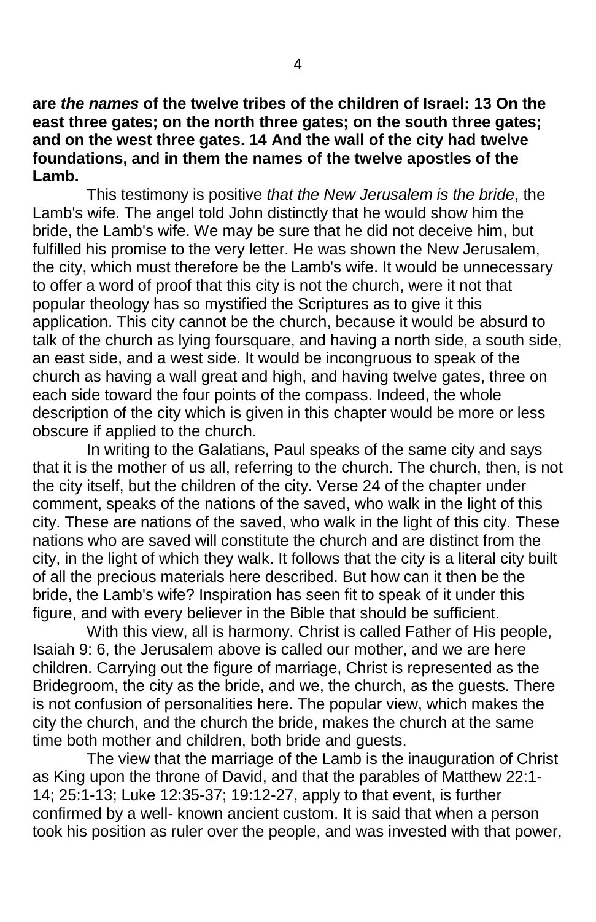**are *the names* of the twelve tribes of the children of Israel: 13 On the east three gates; on the north three gates; on the south three gates; and on the west three gates. 14 And the wall of the city had twelve foundations, and in them the names of the twelve apostles of the Lamb.**

This testimony is positive *that the New Jerusalem is the bride*, the Lamb's wife. The angel told John distinctly that he would show him the bride, the Lamb's wife. We may be sure that he did not deceive him, but fulfilled his promise to the very letter. He was shown the New Jerusalem, the city, which must therefore be the Lamb's wife. It would be unnecessary to offer a word of proof that this city is not the church, were it not that popular theology has so mystified the Scriptures as to give it this application. This city cannot be the church, because it would be absurd to talk of the church as lying foursquare, and having a north side, a south side, an east side, and a west side. It would be incongruous to speak of the church as having a wall great and high, and having twelve gates, three on each side toward the four points of the compass. Indeed, the whole description of the city which is given in this chapter would be more or less obscure if applied to the church.

In writing to the Galatians, Paul speaks of the same city and says that it is the mother of us all, referring to the church. The church, then, is not the city itself, but the children of the city. Verse 24 of the chapter under comment, speaks of the nations of the saved, who walk in the light of this city. These are nations of the saved, who walk in the light of this city. These nations who are saved will constitute the church and are distinct from the city, in the light of which they walk. It follows that the city is a literal city built of all the precious materials here described. But how can it then be the bride, the Lamb's wife? Inspiration has seen fit to speak of it under this figure, and with every believer in the Bible that should be sufficient.

With this view, all is harmony. Christ is called Father of His people, Isaiah 9: 6, the Jerusalem above is called our mother, and we are here children. Carrying out the figure of marriage, Christ is represented as the Bridegroom, the city as the bride, and we, the church, as the guests. There is not confusion of personalities here. The popular view, which makes the city the church, and the church the bride, makes the church at the same time both mother and children, both bride and guests.

The view that the marriage of the Lamb is the inauguration of Christ as King upon the throne of David, and that the parables of Matthew 22:1-14; 25:1-13; Luke 12:35-37; 19:12-27, apply to that event, is further confirmed by a well- known ancient custom. It is said that when a person took his position as ruler over the people, and was invested with that power,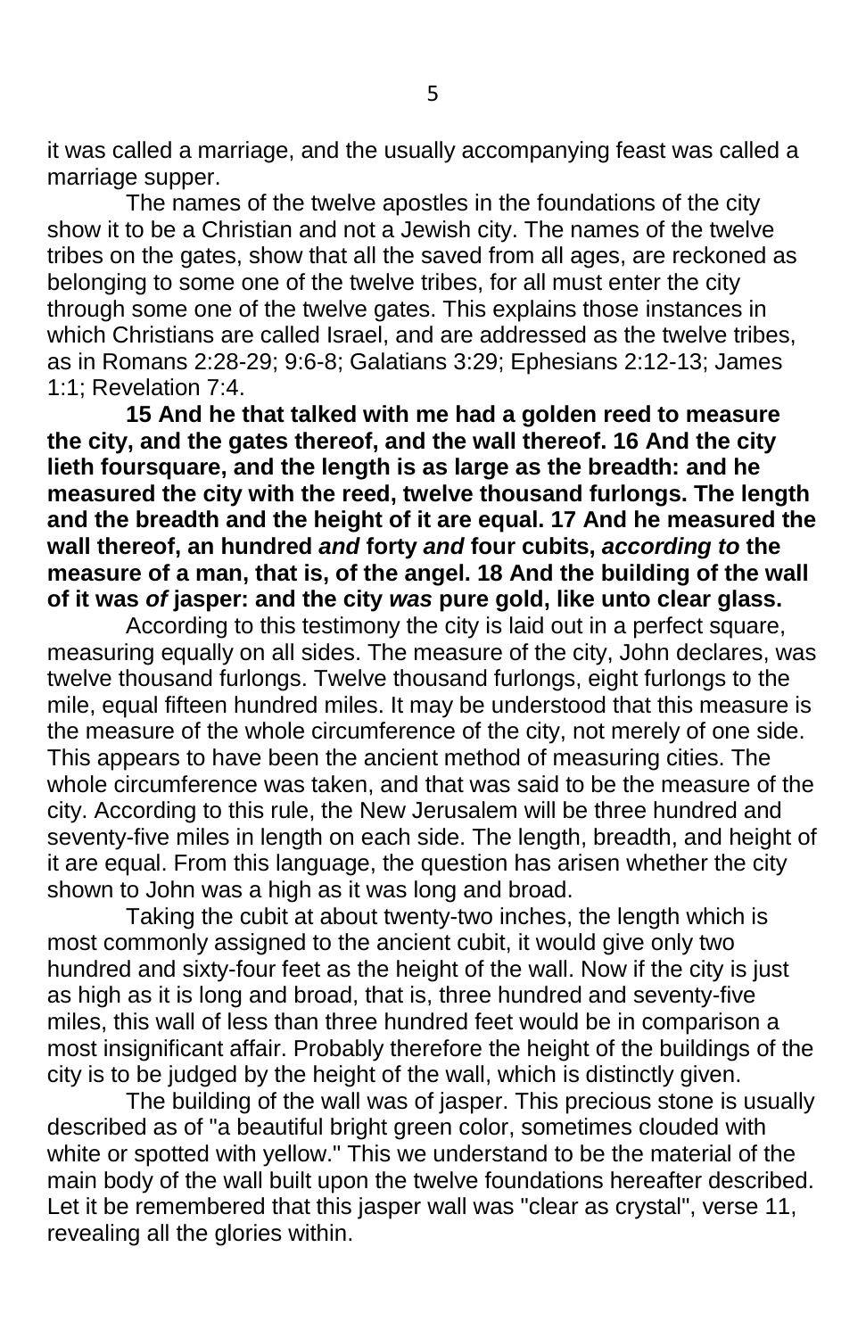it was called a marriage, and the usually accompanying feast was called a marriage supper.

The names of the twelve apostles in the foundations of the city show it to be a Christian and not a Jewish city. The names of the twelve tribes on the gates, show that all the saved from all ages, are reckoned as belonging to some one of the twelve tribes, for all must enter the city through some one of the twelve gates. This explains those instances in which Christians are called Israel, and are addressed as the twelve tribes, as in Romans 2:28-29; 9:6-8; Galatians 3:29; Ephesians 2:12-13; James 1:1; Revelation 7:4.

**15 And he that talked with me had a golden reed to measure the city, and the gates thereof, and the wall thereof. 16 And the city lieth foursquare, and the length is as large as the breadth: and he measured the city with the reed, twelve thousand furlongs. The length and the breadth and the height of it are equal. 17 And he measured the wall thereof, an hundred *and* forty *and* four cubits, *according to* the measure of a man, that is, of the angel. 18 And the building of the wall of it was *of* jasper: and the city *was* pure gold, like unto clear glass.**

According to this testimony the city is laid out in a perfect square, measuring equally on all sides. The measure of the city, John declares, was twelve thousand furlongs. Twelve thousand furlongs, eight furlongs to the mile, equal fifteen hundred miles. It may be understood that this measure is the measure of the whole circumference of the city, not merely of one side. This appears to have been the ancient method of measuring cities. The whole circumference was taken, and that was said to be the measure of the city. According to this rule, the New Jerusalem will be three hundred and seventy-five miles in length on each side. The length, breadth, and height of it are equal. From this language, the question has arisen whether the city shown to John was a high as it was long and broad.

Taking the cubit at about twenty-two inches, the length which is most commonly assigned to the ancient cubit, it would give only two hundred and sixty-four feet as the height of the wall. Now if the city is just as high as it is long and broad, that is, three hundred and seventy-five miles, this wall of less than three hundred feet would be in comparison a most insignificant affair. Probably therefore the height of the buildings of the city is to be judged by the height of the wall, which is distinctly given.

The building of the wall was of jasper. This precious stone is usually described as of "a beautiful bright green color, sometimes clouded with white or spotted with yellow." This we understand to be the material of the main body of the wall built upon the twelve foundations hereafter described. Let it be remembered that this jasper wall was "clear as crystal", verse 11, revealing all the glories within.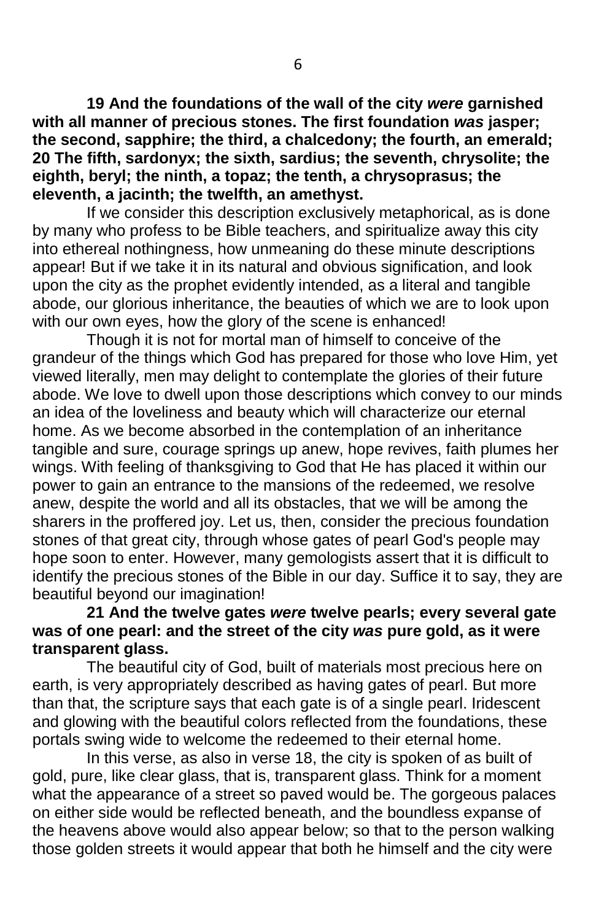**19 And the foundations of the wall of the city *were* garnished with all manner of precious stones. The first foundation *was* jasper; the second, sapphire; the third, a chalcedony; the fourth, an emerald; 20 The fifth, sardonyx; the sixth, sardius; the seventh, chrysolite; the eighth, beryl; the ninth, a topaz; the tenth, a chrysoprasus; the eleventh, a jacinth; the twelfth, an amethyst.**

If we consider this description exclusively metaphorical, as is done by many who profess to be Bible teachers, and spiritualize away this city into ethereal nothingness, how unmeaning do these minute descriptions appear! But if we take it in its natural and obvious signification, and look upon the city as the prophet evidently intended, as a literal and tangible abode, our glorious inheritance, the beauties of which we are to look upon with our own eyes, how the glory of the scene is enhanced!

Though it is not for mortal man of himself to conceive of the grandeur of the things which God has prepared for those who love Him, yet viewed literally, men may delight to contemplate the glories of their future abode. We love to dwell upon those descriptions which convey to our minds an idea of the loveliness and beauty which will characterize our eternal home. As we become absorbed in the contemplation of an inheritance tangible and sure, courage springs up anew, hope revives, faith plumes her wings. With feeling of thanksgiving to God that He has placed it within our power to gain an entrance to the mansions of the redeemed, we resolve anew, despite the world and all its obstacles, that we will be among the sharers in the proffered joy. Let us, then, consider the precious foundation stones of that great city, through whose gates of pearl God's people may hope soon to enter. However, many gemologists assert that it is difficult to identify the precious stones of the Bible in our day. Suffice it to say, they are beautiful beyond our imagination!

**21 And the twelve gates *were* twelve pearls; every several gate was of one pearl: and the street of the city *was* pure gold, as it were transparent glass.**

The beautiful city of God, built of materials most precious here on earth, is very appropriately described as having gates of pearl. But more than that, the scripture says that each gate is of a single pearl. Iridescent and glowing with the beautiful colors reflected from the foundations, these portals swing wide to welcome the redeemed to their eternal home.

In this verse, as also in verse 18, the city is spoken of as built of gold, pure, like clear glass, that is, transparent glass. Think for a moment what the appearance of a street so paved would be. The gorgeous palaces on either side would be reflected beneath, and the boundless expanse of the heavens above would also appear below; so that to the person walking those golden streets it would appear that both he himself and the city were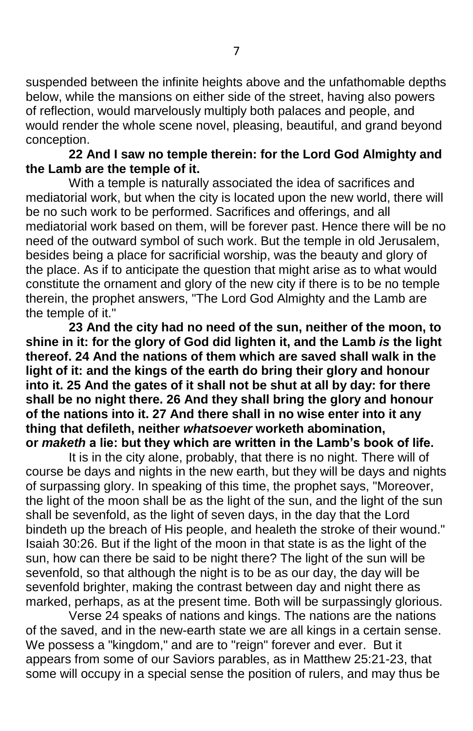suspended between the infinite heights above and the unfathomable depths below, while the mansions on either side of the street, having also powers of reflection, would marvelously multiply both palaces and people, and would render the whole scene novel, pleasing, beautiful, and grand beyond conception.

**22 And I saw no temple therein: for the Lord God Almighty and the Lamb are the temple of it.**

With a temple is naturally associated the idea of sacrifices and mediatorial work, but when the city is located upon the new world, there will be no such work to be performed. Sacrifices and offerings, and all mediatorial work based on them, will be forever past. Hence there will be no need of the outward symbol of such work. But the temple in old Jerusalem, besides being a place for sacrificial worship, was the beauty and glory of the place. As if to anticipate the question that might arise as to what would constitute the ornament and glory of the new city if there is to be no temple therein, the prophet answers, "The Lord God Almighty and the Lamb are the temple of it."

**23 And the city had no need of the sun, neither of the moon, to shine in it: for the glory of God did lighten it, and the Lamb *is* the light thereof. 24 And the nations of them which are saved shall walk in the light of it: and the kings of the earth do bring their glory and honour into it. 25 And the gates of it shall not be shut at all by day: for there shall be no night there. 26 And they shall bring the glory and honour of the nations into it. 27 And there shall in no wise enter into it any thing that defileth, neither *whatsoever* worketh abomination, or *maketh* a lie: but they which are written in the Lamb's book of life.**

It is in the city alone, probably, that there is no night. There will of course be days and nights in the new earth, but they will be days and nights of surpassing glory. In speaking of this time, the prophet says, "Moreover, the light of the moon shall be as the light of the sun, and the light of the sun shall be sevenfold, as the light of seven days, in the day that the Lord bindeth up the breach of His people, and healeth the stroke of their wound." Isaiah 30:26. But if the light of the moon in that state is as the light of the sun, how can there be said to be night there? The light of the sun will be sevenfold, so that although the night is to be as our day, the day will be sevenfold brighter, making the contrast between day and night there as marked, perhaps, as at the present time. Both will be surpassingly glorious.

Verse 24 speaks of nations and kings. The nations are the nations of the saved, and in the new-earth state we are all kings in a certain sense. We possess a "kingdom," and are to "reign" forever and ever. But it appears from some of our Saviors parables, as in Matthew 25:21-23, that some will occupy in a special sense the position of rulers, and may thus be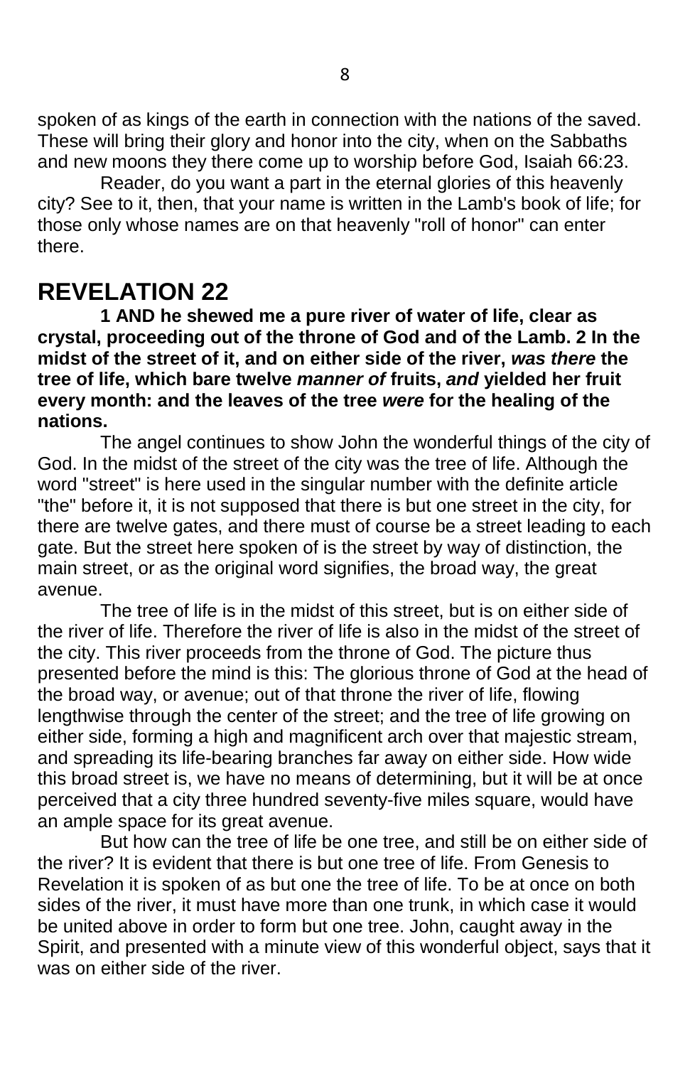spoken of as kings of the earth in connection with the nations of the saved. These will bring their glory and honor into the city, when on the Sabbaths and new moons they there come up to worship before God, Isaiah 66:23.

Reader, do you want a part in the eternal glories of this heavenly city? See to it, then, that your name is written in the Lamb's book of life; for those only whose names are on that heavenly "roll of honor" can enter there.

# REVELATION 22

**1 AND he shewed me a pure river of water of life, clear as crystal, proceeding out of the throne of God and of the Lamb. 2 In the midst of the street of it, and on either side of the river, *was there* the tree of life, which bare twelve *manner of* fruits, *and* yielded her fruit every month: and the leaves of the tree *were* for the healing of the nations.**

The angel continues to show John the wonderful things of the city of God. In the midst of the street of the city was the tree of life. Although the word "street" is here used in the singular number with the definite article "the" before it, it is not supposed that there is but one street in the city, for there are twelve gates, and there must of course be a street leading to each gate. But the street here spoken of is the street by way of distinction, the main street, or as the original word signifies, the broad way, the great avenue.

The tree of life is in the midst of this street, but is on either side of the river of life. Therefore the river of life is also in the midst of the street of the city. This river proceeds from the throne of God. The picture thus presented before the mind is this: The glorious throne of God at the head of the broad way, or avenue; out of that throne the river of life, flowing lengthwise through the center of the street; and the tree of life growing on either side, forming a high and magnificent arch over that majestic stream, and spreading its life-bearing branches far away on either side. How wide this broad street is, we have no means of determining, but it will be at once perceived that a city three hundred seventy-five miles square, would have an ample space for its great avenue.

But how can the tree of life be one tree, and still be on either side of the river? It is evident that there is but one tree of life. From Genesis to Revelation it is spoken of as but one the tree of life. To be at once on both sides of the river, it must have more than one trunk, in which case it would be united above in order to form but one tree. John, caught away in the Spirit, and presented with a minute view of this wonderful object, says that it was on either side of the river.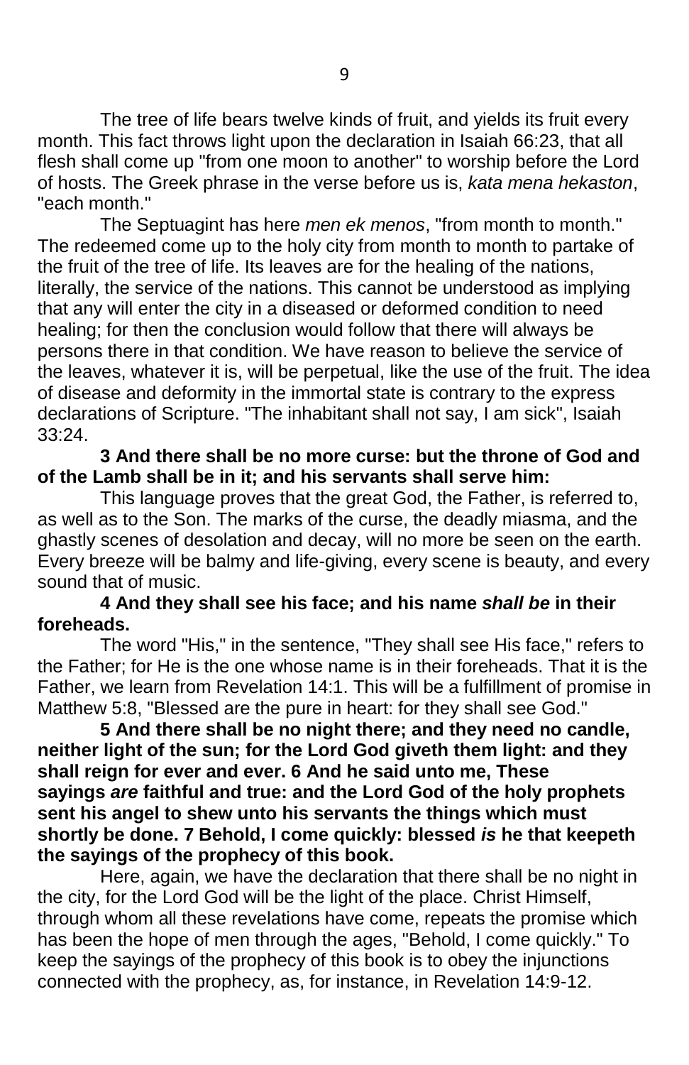The tree of life bears twelve kinds of fruit, and yields its fruit every month. This fact throws light upon the declaration in Isaiah 66:23, that all flesh shall come up "from one moon to another" to worship before the Lord of hosts. The Greek phrase in the verse before us is, *kata mena hekaston*, "each month."

The Septuagint has here *men ek menos*, "from month to month." The redeemed come up to the holy city from month to month to partake of the fruit of the tree of life. Its leaves are for the healing of the nations, literally, the service of the nations. This cannot be understood as implying that any will enter the city in a diseased or deformed condition to need healing; for then the conclusion would follow that there will always be persons there in that condition. We have reason to believe the service of the leaves, whatever it is, will be perpetual, like the use of the fruit. The idea of disease and deformity in the immortal state is contrary to the express declarations of Scripture. "The inhabitant shall not say, I am sick", Isaiah 33:24.

**3 And there shall be no more curse: but the throne of God and of the Lamb shall be in it; and his servants shall serve him:**

This language proves that the great God, the Father, is referred to, as well as to the Son. The marks of the curse, the deadly miasma, and the ghastly scenes of desolation and decay, will no more be seen on the earth. Every breeze will be balmy and life-giving, every scene is beauty, and every sound that of music.

**4 And they shall see his face; and his name *shall be* in their foreheads.**

The word "His," in the sentence, "They shall see His face," refers to the Father; for He is the one whose name is in their foreheads. That it is the Father, we learn from Revelation 14:1. This will be a fulfillment of promise in Matthew 5:8, "Blessed are the pure in heart: for they shall see God."

**5 And there shall be no night there; and they need no candle, neither light of the sun; for the Lord God giveth them light: and they shall reign for ever and ever. 6 And he said unto me, These sayings *are* faithful and true: and the Lord God of the holy prophets sent his angel to shew unto his servants the things which must shortly be done. 7 Behold, I come quickly: blessed *is* he that keepeth the sayings of the prophecy of this book.**

Here, again, we have the declaration that there shall be no night in the city, for the Lord God will be the light of the place. Christ Himself, through whom all these revelations have come, repeats the promise which has been the hope of men through the ages, "Behold, I come quickly." To keep the sayings of the prophecy of this book is to obey the injunctions connected with the prophecy, as, for instance, in Revelation 14:9-12.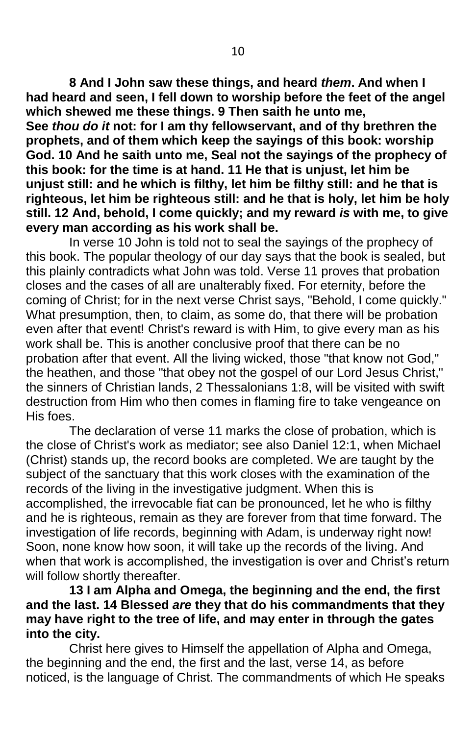**8 And I John saw these things, and heard *them*. And when I had heard and seen, I fell down to worship before the feet of the angel which shewed me these things. 9 Then saith he unto me, See *thou do it* not: for I am thy fellowservant, and of thy brethren the prophets, and of them which keep the sayings of this book: worship God. 10 And he saith unto me, Seal not the sayings of the prophecy of this book: for the time is at hand. 11 He that is unjust, let him be unjust still: and he which is filthy, let him be filthy still: and he that is righteous, let him be righteous still: and he that is holy, let him be holy still. 12 And, behold, I come quickly; and my reward *is* with me, to give every man according as his work shall be.**

In verse 10 John is told not to seal the sayings of the prophecy of this book. The popular theology of our day says that the book is sealed, but this plainly contradicts what John was told. Verse 11 proves that probation closes and the cases of all are unalterably fixed. For eternity, before the coming of Christ; for in the next verse Christ says, "Behold, I come quickly." What presumption, then, to claim, as some do, that there will be probation even after that event! Christ's reward is with Him, to give every man as his work shall be. This is another conclusive proof that there can be no probation after that event. All the living wicked, those "that know not God," the heathen, and those "that obey not the gospel of our Lord Jesus Christ," the sinners of Christian lands, 2 Thessalonians 1:8, will be visited with swift destruction from Him who then comes in flaming fire to take vengeance on His foes.

The declaration of verse 11 marks the close of probation, which is the close of Christ's work as mediator; see also Daniel 12:1, when Michael (Christ) stands up, the record books are completed. We are taught by the subject of the sanctuary that this work closes with the examination of the records of the living in the investigative judgment. When this is accomplished, the irrevocable fiat can be pronounced, let he who is filthy and he is righteous, remain as they are forever from that time forward. The investigation of life records, beginning with Adam, is underway right now! Soon, none know how soon, it will take up the records of the living. And when that work is accomplished, the investigation is over and Christ's return will follow shortly thereafter.

**13 I am Alpha and Omega, the beginning and the end, the first and the last. 14 Blessed *are* they that do his commandments that they may have right to the tree of life, and may enter in through the gates into the city.**

Christ here gives to Himself the appellation of Alpha and Omega, the beginning and the end, the first and the last, verse 14, as before noticed, is the language of Christ. The commandments of which He speaks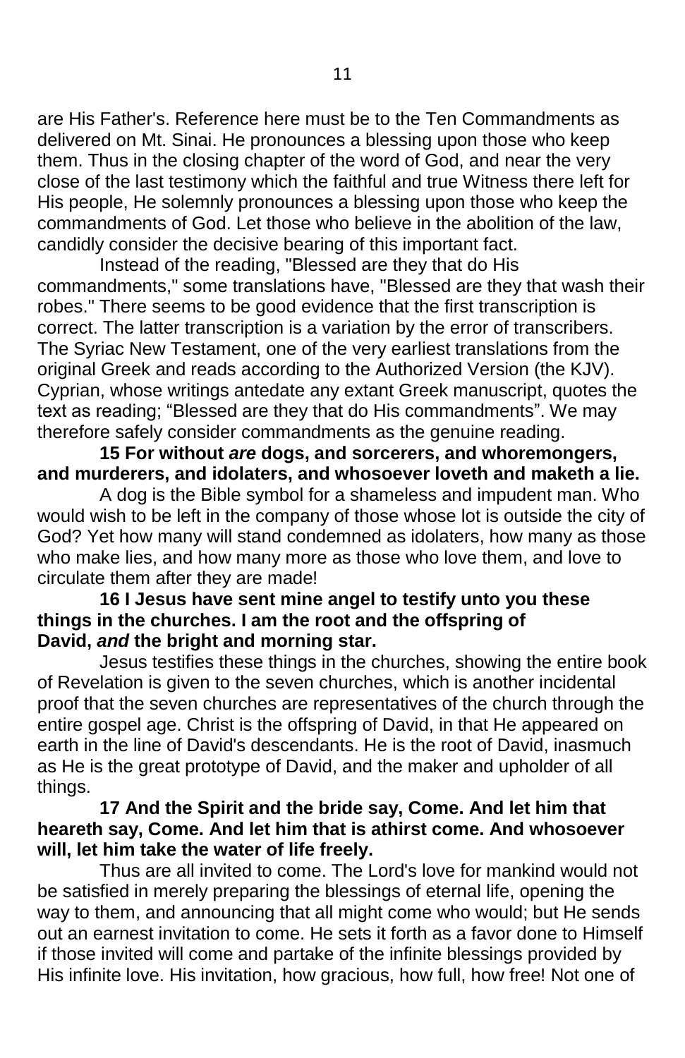are His Father's. Reference here must be to the Ten Commandments as delivered on Mt. Sinai. He pronounces a blessing upon those who keep them. Thus in the closing chapter of the word of God, and near the very close of the last testimony which the faithful and true Witness there left for His people, He solemnly pronounces a blessing upon those who keep the commandments of God. Let those who believe in the abolition of the law, candidly consider the decisive bearing of this important fact.

Instead of the reading, "Blessed are they that do His commandments," some translations have, "Blessed are they that wash their robes." There seems to be good evidence that the first transcription is correct. The latter transcription is a variation by the error of transcribers. The Syriac New Testament, one of the very earliest translations from the original Greek and reads according to the Authorized Version (the KJV). Cyprian, whose writings antedate any extant Greek manuscript, quotes the text as reading; "Blessed are they that do His commandments". We may therefore safely consider commandments as the genuine reading.

**15 For without *are* dogs, and sorcerers, and whoremongers, and murderers, and idolaters, and whosoever loveth and maketh a lie.**

A dog is the Bible symbol for a shameless and impudent man. Who would wish to be left in the company of those whose lot is outside the city of God? Yet how many will stand condemned as idolaters, how many as those who make lies, and how many more as those who love them, and love to circulate them after they are made!

**16 I Jesus have sent mine angel to testify unto you these things in the churches. I am the root and the offspring of David, *and* the bright and morning star.**

Jesus testifies these things in the churches, showing the entire book of Revelation is given to the seven churches, which is another incidental proof that the seven churches are representatives of the church through the entire gospel age. Christ is the offspring of David, in that He appeared on earth in the line of David's descendants. He is the root of David, inasmuch as He is the great prototype of David, and the maker and upholder of all things.

**17 And the Spirit and the bride say, Come. And let him that heareth say, Come. And let him that is athirst come. And whosoever will, let him take the water of life freely.**

Thus are all invited to come. The Lord's love for mankind would not be satisfied in merely preparing the blessings of eternal life, opening the way to them, and announcing that all might come who would; but He sends out an earnest invitation to come. He sets it forth as a favor done to Himself if those invited will come and partake of the infinite blessings provided by His infinite love. His invitation, how gracious, how full, how free! Not one of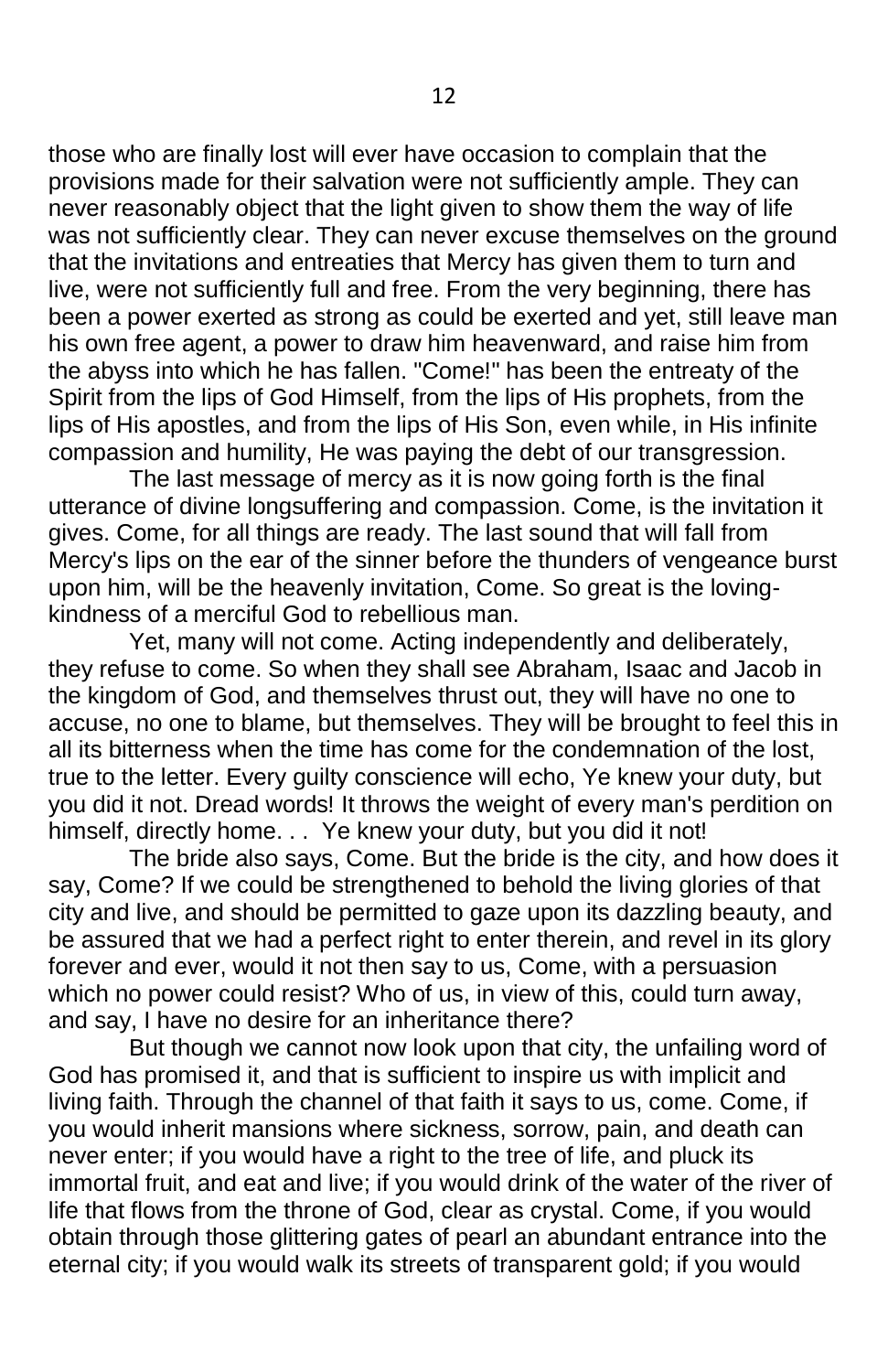those who are finally lost will ever have occasion to complain that the provisions made for their salvation were not sufficiently ample. They can never reasonably object that the light given to show them the way of life was not sufficiently clear. They can never excuse themselves on the ground that the invitations and entreaties that Mercy has given them to turn and live, were not sufficiently full and free. From the very beginning, there has been a power exerted as strong as could be exerted and yet, still leave man his own free agent, a power to draw him heavenward, and raise him from the abyss into which he has fallen. "Come!" has been the entreaty of the Spirit from the lips of God Himself, from the lips of His prophets, from the lips of His apostles, and from the lips of His Son, even while, in His infinite compassion and humility, He was paying the debt of our transgression.

The last message of mercy as it is now going forth is the final utterance of divine longsuffering and compassion. Come, is the invitation it gives. Come, for all things are ready. The last sound that will fall from Mercy's lips on the ear of the sinner before the thunders of vengeance burst upon him, will be the heavenly invitation, Come. So great is the loving-kindness of a merciful God to rebellious man.

Yet, many will not come. Acting independently and deliberately, they refuse to come. So when they shall see Abraham, Isaac and Jacob in the kingdom of God, and themselves thrust out, they will have no one to accuse, no one to blame, but themselves. They will be brought to feel this in all its bitterness when the time has come for the condemnation of the lost, true to the letter. Every guilty conscience will echo, Ye knew your duty, but you did it not. Dread words! It throws the weight of every man's perdition on himself, directly home. . . Ye knew your duty, but you did it not!

The bride also says, Come. But the bride is the city, and how does it say, Come? If we could be strengthened to behold the living glories of that city and live, and should be permitted to gaze upon its dazzling beauty, and be assured that we had a perfect right to enter therein, and revel in its glory forever and ever, would it not then say to us, Come, with a persuasion which no power could resist? Who of us, in view of this, could turn away, and say, I have no desire for an inheritance there?

But though we cannot now look upon that city, the unfailing word of God has promised it, and that is sufficient to inspire us with implicit and living faith. Through the channel of that faith it says to us, come. Come, if you would inherit mansions where sickness, sorrow, pain, and death can never enter; if you would have a right to the tree of life, and pluck its immortal fruit, and eat and live; if you would drink of the water of the river of life that flows from the throne of God, clear as crystal. Come, if you would obtain through those glittering gates of pearl an abundant entrance into the eternal city; if you would walk its streets of transparent gold; if you would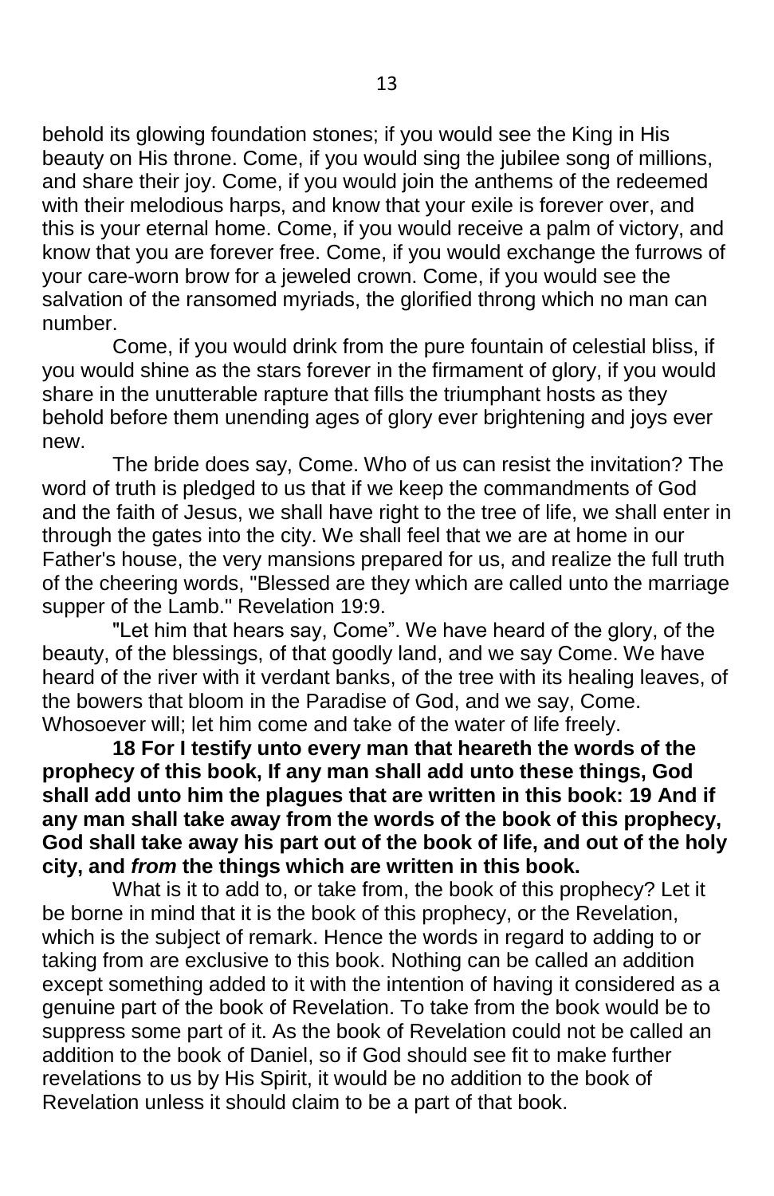behold its glowing foundation stones; if you would see the King in His beauty on His throne. Come, if you would sing the jubilee song of millions, and share their joy. Come, if you would join the anthems of the redeemed with their melodious harps, and know that your exile is forever over, and this is your eternal home. Come, if you would receive a palm of victory, and know that you are forever free. Come, if you would exchange the furrows of your care-worn brow for a jeweled crown. Come, if you would see the salvation of the ransomed myriads, the glorified throng which no man can number.

Come, if you would drink from the pure fountain of celestial bliss, if you would shine as the stars forever in the firmament of glory, if you would share in the unutterable rapture that fills the triumphant hosts as they behold before them unending ages of glory ever brightening and joys ever new.

The bride does say, Come. Who of us can resist the invitation? The word of truth is pledged to us that if we keep the commandments of God and the faith of Jesus, we shall have right to the tree of life, we shall enter in through the gates into the city. We shall feel that we are at home in our Father's house, the very mansions prepared for us, and realize the full truth of the cheering words, "Blessed are they which are called unto the marriage supper of the Lamb." Revelation 19:9.

"Let him that hears say, Come". We have heard of the glory, of the beauty, of the blessings, of that goodly land, and we say Come. We have heard of the river with it verdant banks, of the tree with its healing leaves, of the bowers that bloom in the Paradise of God, and we say, Come. Whosoever will; let him come and take of the water of life freely.

**18 For I testify unto every man that heareth the words of the prophecy of this book, If any man shall add unto these things, God shall add unto him the plagues that are written in this book: 19 And if any man shall take away from the words of the book of this prophecy, God shall take away his part out of the book of life, and out of the holy city, and *from* the things which are written in this book.**

What is it to add to, or take from, the book of this prophecy? Let it be borne in mind that it is the book of this prophecy, or the Revelation, which is the subject of remark. Hence the words in regard to adding to or taking from are exclusive to this book. Nothing can be called an addition except something added to it with the intention of having it considered as a genuine part of the book of Revelation. To take from the book would be to suppress some part of it. As the book of Revelation could not be called an addition to the book of Daniel, so if God should see fit to make further revelations to us by His Spirit, it would be no addition to the book of Revelation unless it should claim to be a part of that book.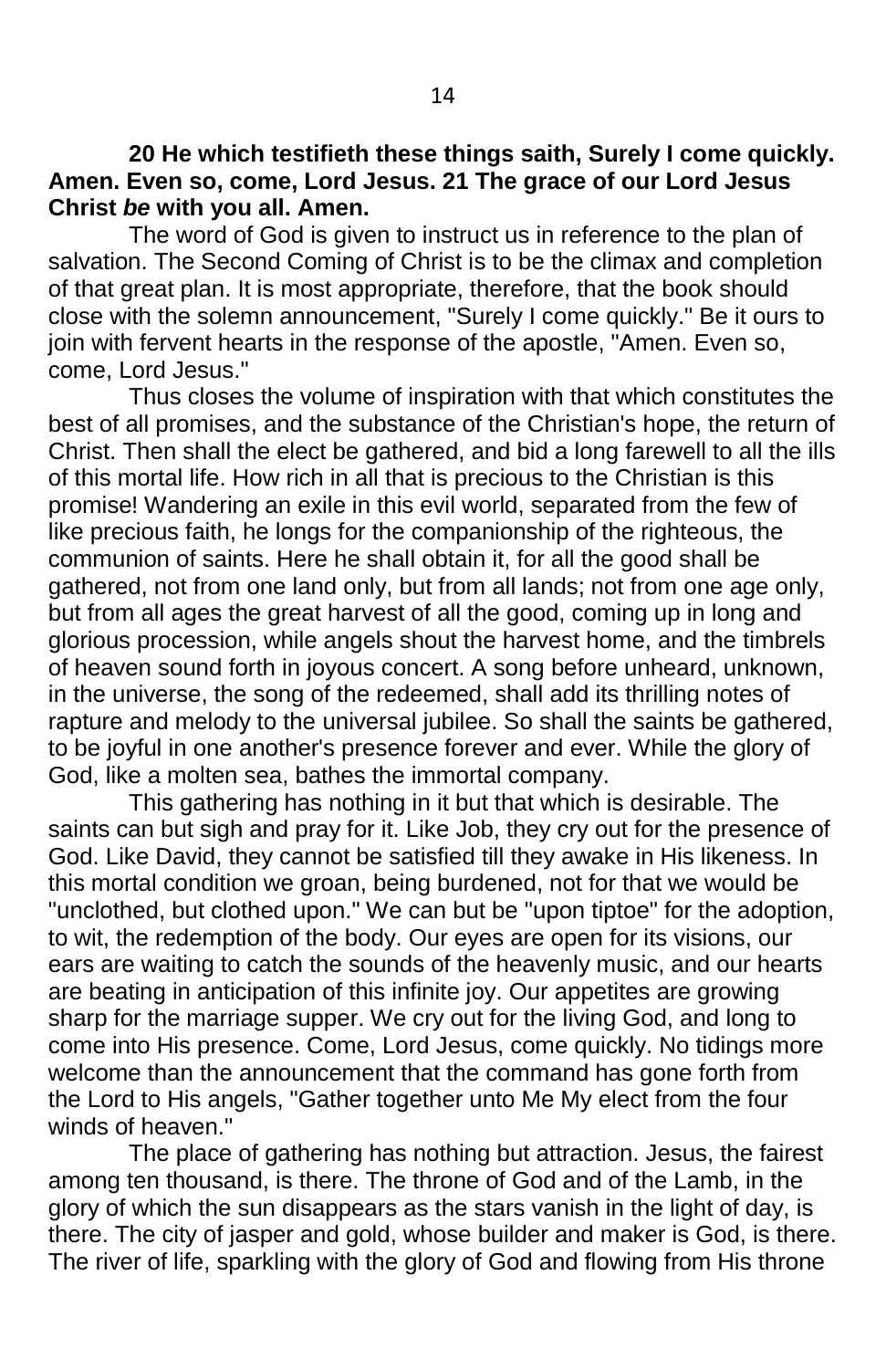**20 He which testifieth these things saith, Surely I come quickly. Amen. Even so, come, Lord Jesus. 21 The grace of our Lord Jesus Christ *be* with you all. Amen.**

The word of God is given to instruct us in reference to the plan of salvation. The Second Coming of Christ is to be the climax and completion of that great plan. It is most appropriate, therefore, that the book should close with the solemn announcement, "Surely I come quickly." Be it ours to join with fervent hearts in the response of the apostle, "Amen. Even so, come, Lord Jesus."

Thus closes the volume of inspiration with that which constitutes the best of all promises, and the substance of the Christian's hope, the return of Christ. Then shall the elect be gathered, and bid a long farewell to all the ills of this mortal life. How rich in all that is precious to the Christian is this promise! Wandering an exile in this evil world, separated from the few of like precious faith, he longs for the companionship of the righteous, the communion of saints. Here he shall obtain it, for all the good shall be gathered, not from one land only, but from all lands; not from one age only, but from all ages the great harvest of all the good, coming up in long and glorious procession, while angels shout the harvest home, and the timbrels of heaven sound forth in joyous concert. A song before unheard, unknown, in the universe, the song of the redeemed, shall add its thrilling notes of rapture and melody to the universal jubilee. So shall the saints be gathered, to be joyful in one another's presence forever and ever. While the glory of God, like a molten sea, bathes the immortal company.

This gathering has nothing in it but that which is desirable. The saints can but sigh and pray for it. Like Job, they cry out for the presence of God. Like David, they cannot be satisfied till they awake in His likeness. In this mortal condition we groan, being burdened, not for that we would be "unclothed, but clothed upon." We can but be "upon tiptoe" for the adoption, to wit, the redemption of the body. Our eyes are open for its visions, our ears are waiting to catch the sounds of the heavenly music, and our hearts are beating in anticipation of this infinite joy. Our appetites are growing sharp for the marriage supper. We cry out for the living God, and long to come into His presence. Come, Lord Jesus, come quickly. No tidings more welcome than the announcement that the command has gone forth from the Lord to His angels, "Gather together unto Me My elect from the four winds of heaven."

The place of gathering has nothing but attraction. Jesus, the fairest among ten thousand, is there. The throne of God and of the Lamb, in the glory of which the sun disappears as the stars vanish in the light of day, is there. The city of jasper and gold, whose builder and maker is God, is there. The river of life, sparkling with the glory of God and flowing from His throne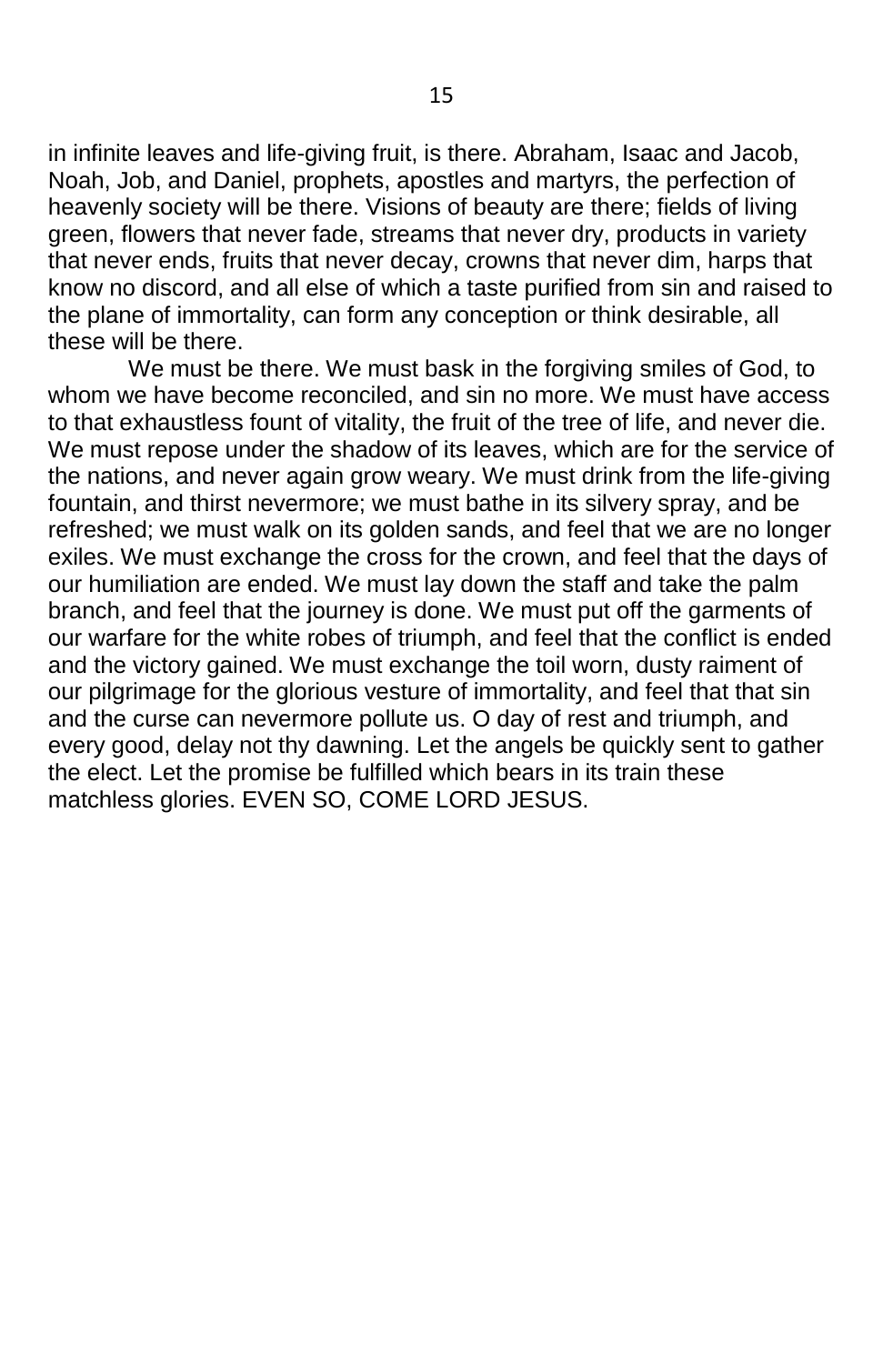in infinite leaves and life-giving fruit, is there. Abraham, Isaac and Jacob, Noah, Job, and Daniel, prophets, apostles and martyrs, the perfection of heavenly society will be there. Visions of beauty are there; fields of living green, flowers that never fade, streams that never dry, products in variety that never ends, fruits that never decay, crowns that never dim, harps that know no discord, and all else of which a taste purified from sin and raised to the plane of immortality, can form any conception or think desirable, all these will be there.

We must be there. We must bask in the forgiving smiles of God, to whom we have become reconciled, and sin no more. We must have access to that exhaustless fount of vitality, the fruit of the tree of life, and never die. We must repose under the shadow of its leaves, which are for the service of the nations, and never again grow weary. We must drink from the life-giving fountain, and thirst nevermore; we must bathe in its silvery spray, and be refreshed; we must walk on its golden sands, and feel that we are no longer exiles. We must exchange the cross for the crown, and feel that the days of our humiliation are ended. We must lay down the staff and take the palm branch, and feel that the journey is done. We must put off the garments of our warfare for the white robes of triumph, and feel that the conflict is ended and the victory gained. We must exchange the toil worn, dusty raiment of our pilgrimage for the glorious vesture of immortality, and feel that that sin and the curse can nevermore pollute us. O day of rest and triumph, and every good, delay not thy dawning. Let the angels be quickly sent to gather the elect. Let the promise be fulfilled which bears in its train these matchless glories. EVEN SO, COME LORD JESUS.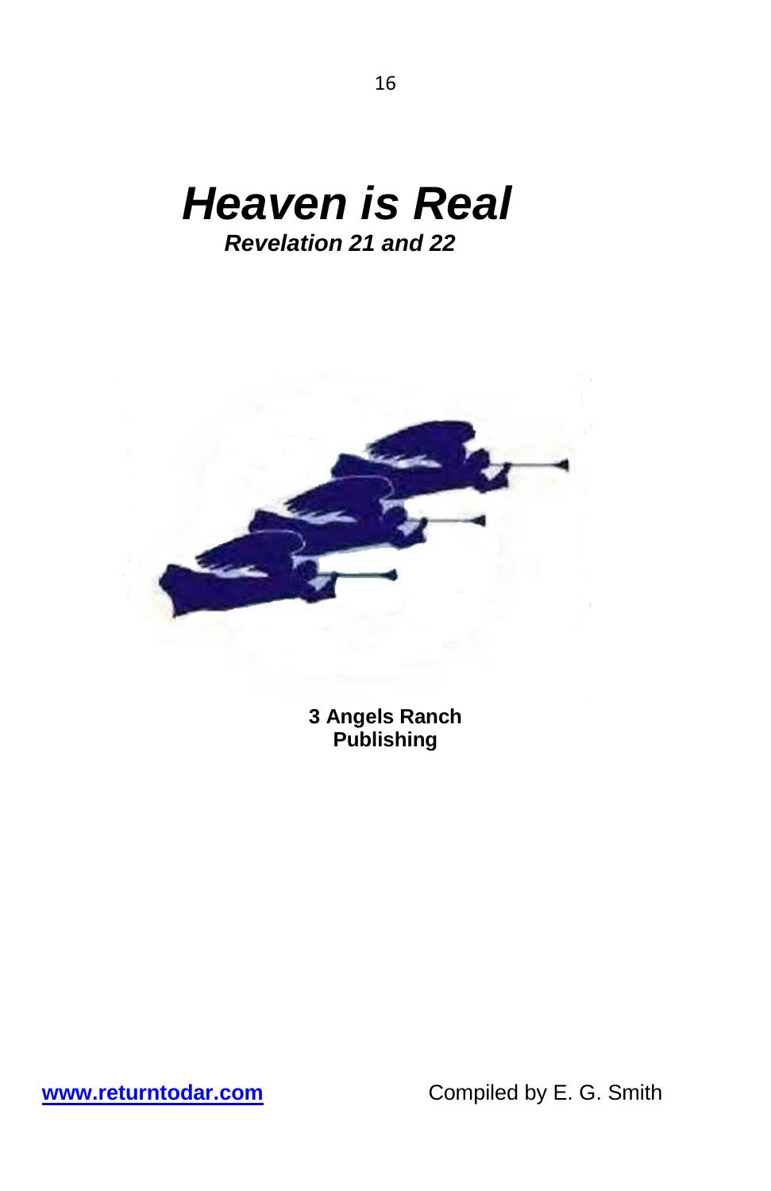# ***Heaven is Real***

***Revelation 21 and 22***

**3 Angels Ranch Publishing**

**[www.returntodar.com](http://www.returntodar.com)** Compiled by E. G. Smith